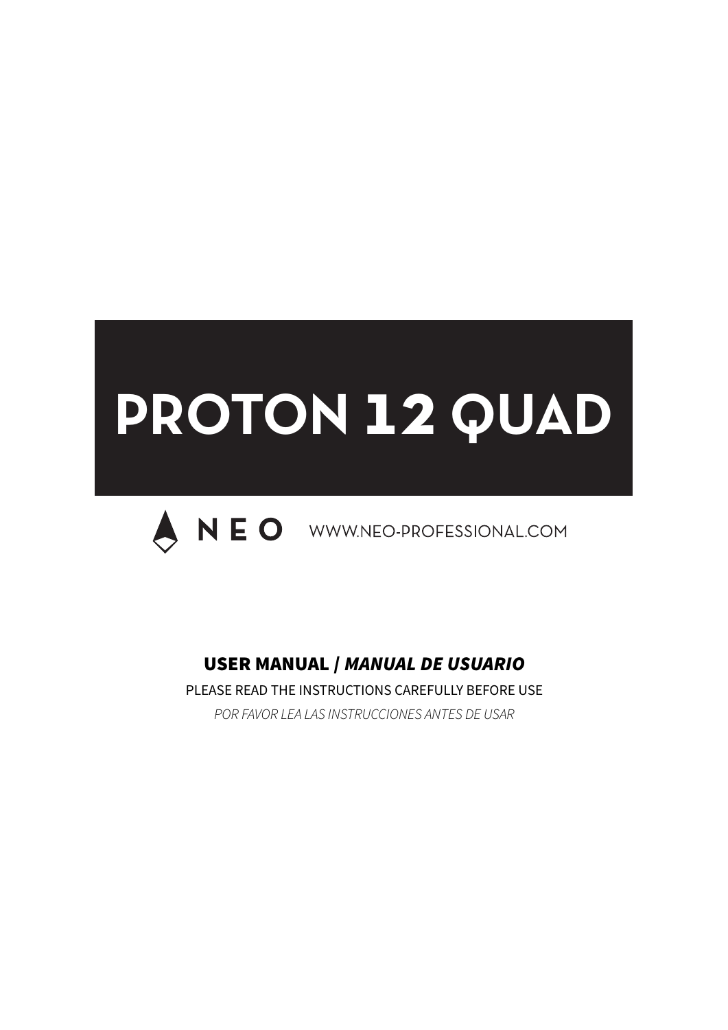# PROTON 12 QUAD

NEO WWW.NEO-PROFESSIONAL.COM

**USER MANUAL / *MANUAL DE USUARIO***

PLEASE READ THE INSTRUCTIONS CAREFULLY BEFORE USE

*POR FAVOR LEA LAS INSTRUCCIONES ANTES DE USAR*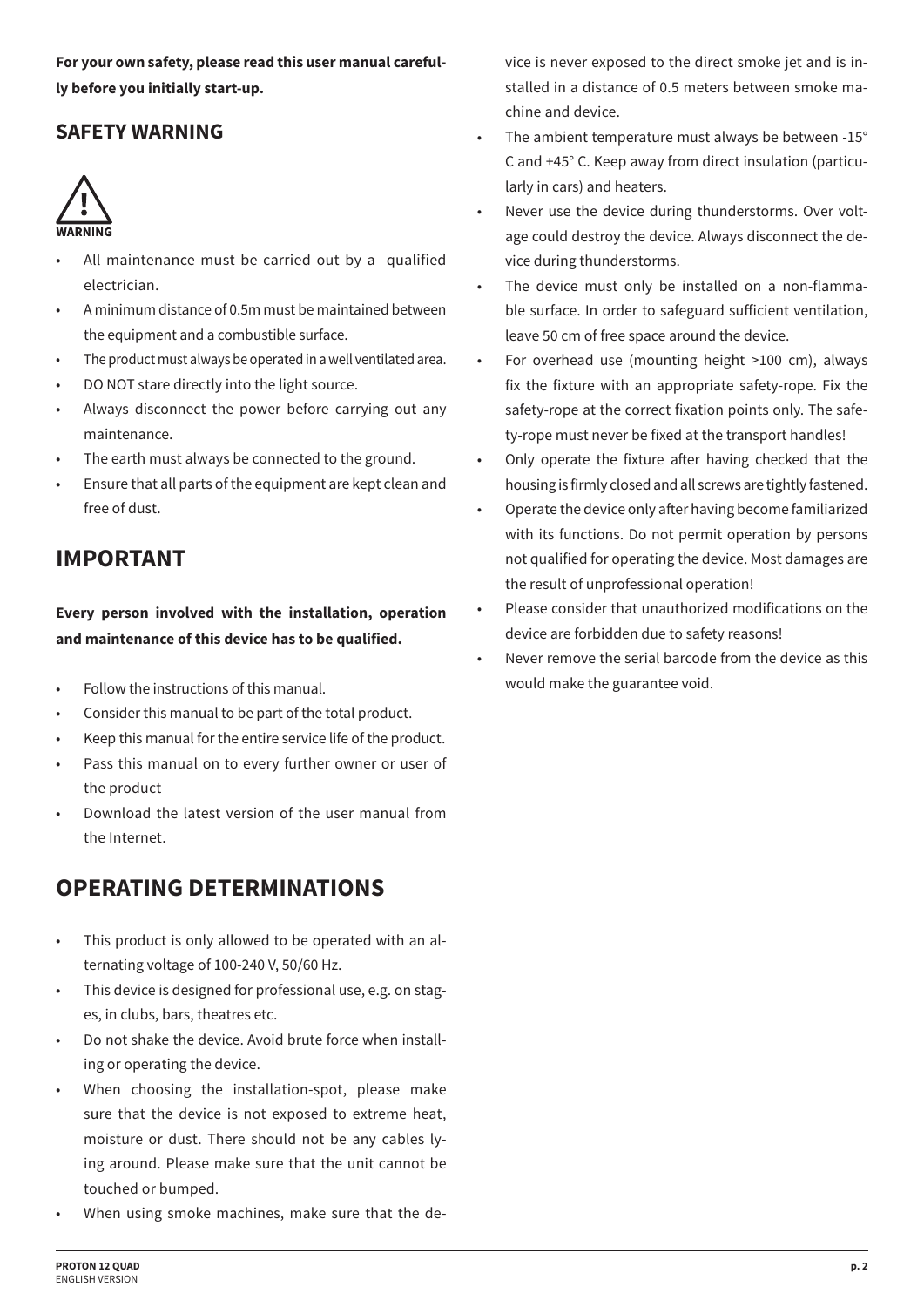**For your own safety, please read this user manual carefully before you initially start-up.**

## SAFETY WARNING

WARNING

- All maintenance must be carried out by a qualified electrician.
- A minimum distance of 0.5m must be maintained between the equipment and a combustible surface.
- The product must always be operated in a well ventilated area.
- DO NOT stare directly into the light source.
- Always disconnect the power before carrying out any maintenance.
- The earth must always be connected to the ground.
- Ensure that all parts of the equipment are kept clean and free of dust.

# IMPORTANT

**Every person involved with the installation, operation and maintenance of this device has to be qualified.**

- Follow the instructions of this manual.
- Consider this manual to be part of the total product.
- Keep this manual for the entire service life of the product.
- Pass this manual on to every further owner or user of the product
- Download the latest version of the user manual from the Internet.

# OPERATING DETERMINATIONS

- This product is only allowed to be operated with an alternating voltage of 100-240 V, 50/60 Hz.
- This device is designed for professional use, e.g. on stages, in clubs, bars, theatres etc.
- Do not shake the device. Avoid brute force when installing or operating the device.
- When choosing the installation-spot, please make sure that the device is not exposed to extreme heat, moisture or dust. There should not be any cables lying around. Please make sure that the unit cannot be touched or bumped.
- When using smoke machines, make sure that the device is never exposed to the direct smoke jet and is installed in a distance of 0.5 meters between smoke machine and device.
- The ambient temperature must always be between -15° C and +45° C. Keep away from direct insulation (particularly in cars) and heaters.
- Never use the device during thunderstorms. Over voltage could destroy the device. Always disconnect the device during thunderstorms.
- The device must only be installed on a non-flammable surface. In order to safeguard sufficient ventilation, leave 50 cm of free space around the device.
- For overhead use (mounting height >100 cm), always fix the fixture with an appropriate safety-rope. Fix the safety-rope at the correct fixation points only. The safety-rope must never be fixed at the transport handles!
- Only operate the fixture after having checked that the housing is firmly closed and all screws are tightly fastened.
- Operate the device only after having become familiarized with its functions. Do not permit operation by persons not qualified for operating the device. Most damages are the result of unprofessional operation!
- Please consider that unauthorized modifications on the device are forbidden due to safety reasons!
- Never remove the serial barcode from the device as this would make the guarantee void.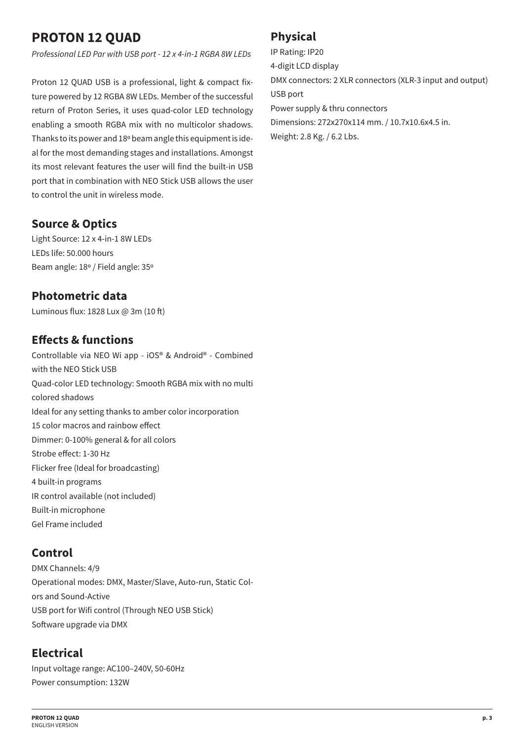# PROTON 12 QUAD

*Professional LED Par with USB port - 12 x 4-in-1 RGBA 8W LEDs*

Proton 12 QUAD USB is a professional, light & compact fixture powered by 12 RGBA 8W LEDs. Member of the successful return of Proton Series, it uses quad-color LED technology enabling a smooth RGBA mix with no multicolor shadows. Thanks to its power and 18º beam angle this equipment is ideal for the most demanding stages and installations. Amongst its most relevant features the user will find the built-in USB port that in combination with NEO Stick USB allows the user to control the unit in wireless mode.

## Source & Optics

Light Source: 12 x 4-in-1 8W LEDs
LEDs life: 50.000 hours
Beam angle: 18º / Field angle: 35º

## Photometric data

Luminous flux: 1828 Lux @ 3m (10 ft)

## Effects & functions

Controllable via NEO Wi app - iOS® & Android® - Combined with the NEO Stick USB
Quad-color LED technology: Smooth RGBA mix with no multi colored shadows
Ideal for any setting thanks to amber color incorporation
15 color macros and rainbow effect
Dimmer: 0-100% general & for all colors
Strobe effect: 1-30 Hz
Flicker free (Ideal for broadcasting)
4 built-in programs
IR control available (not included)
Built-in microphone
Gel Frame included

## Control

DMX Channels: 4/9
Operational modes: DMX, Master/Slave, Auto-run, Static Colors and Sound-Active
USB port for Wifi control (Through NEO USB Stick)
Software upgrade via DMX

## Electrical

Input voltage range: AC100–240V, 50-60Hz
Power consumption: 132W

## Physical

IP Rating: IP20
4-digit LCD display
DMX connectors: 2 XLR connectors (XLR-3 input and output)
USB port
Power supply & thru connectors
Dimensions: 272x270x114 mm. / 10.7x10.6x4.5 in.
Weight: 2.8 Kg. / 6.2 Lbs.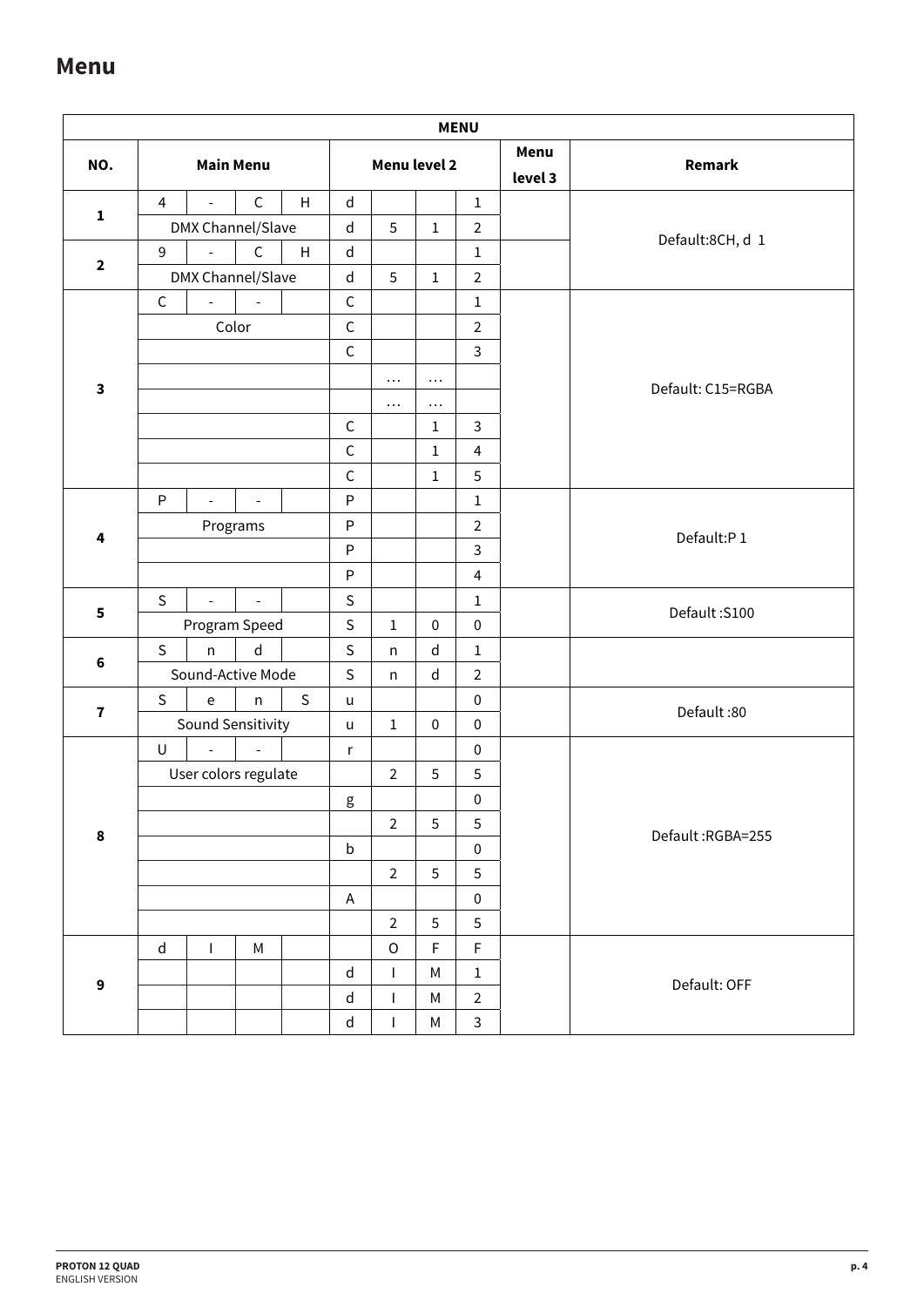## Menu

| MENU | | | | | | | | | | |
|---|---|---|---|---|---|---|---|---|---|---|
| NO. | Main Menu | | | | Menu level 2 | | | | Menu level 3 | Remark |
| 1 | 4 | - | C | H | d | | | 1 | | Default:8CH, d 1 |
| | DMX Channel/Slave | | | | d | 5 | 1 | 2 | | |
| 2 | 9 | - | C | H | d | | | 1 | | |
| | DMX Channel/Slave | | | | d | 5 | 1 | 2 | | |
| 3 | C | - | - | | C | | | 1 | | Default: C15=RGBA |
| | Color | | | | C | | | 2 | | |
| | | | | | C | | | 3 | | |
| | | | | | | … | … | | | |
| | | | | | | … | … | | | |
| | | | | | C | | 1 | 3 | | |
| | | | | | C | | 1 | 4 | | |
| | | | | | C | | 1 | 5 | | |
| 4 | P | - | - | | P | | | 1 | | Default:P 1 |
| | Programs | | | | P | | | 2 | | |
| | | | | | P | | | 3 | | |
| | | | | | P | | | 4 | | |
| 5 | S | - | - | | S | | | 1 | | Default :S100 |
| | Program Speed | | | | S | 1 | 0 | 0 | | |
| 6 | S | n | d | | S | n | d | 1 | | |
| | Sound-Active Mode | | | | S | n | d | 2 | | |
| 7 | S | e | n | S | u | | | 0 | | Default :80 |
| | Sound Sensitivity | | | | u | 1 | 0 | 0 | | |
| 8 | U | - | - | | r | | | 0 | | Default :RGBA=255 |
| | User colors regulate | | | | | 2 | 5 | 5 | | |
| | | | | | g | | | 0 | | |
| | | | | | | 2 | 5 | 5 | | |
| | | | | | b | | | 0 | | |
| | | | | | | 2 | 5 | 5 | | |
| | | | | | A | | | 0 | | |
| | | | | | | 2 | 5 | 5 | | |
| 9 | d | I | M | | | O | F | F | | Default: OFF |
| | | | | | d | I | M | 1 | | |
| | | | | | d | I | M | 2 | | |
| | | | | | d | I | M | 3 | | |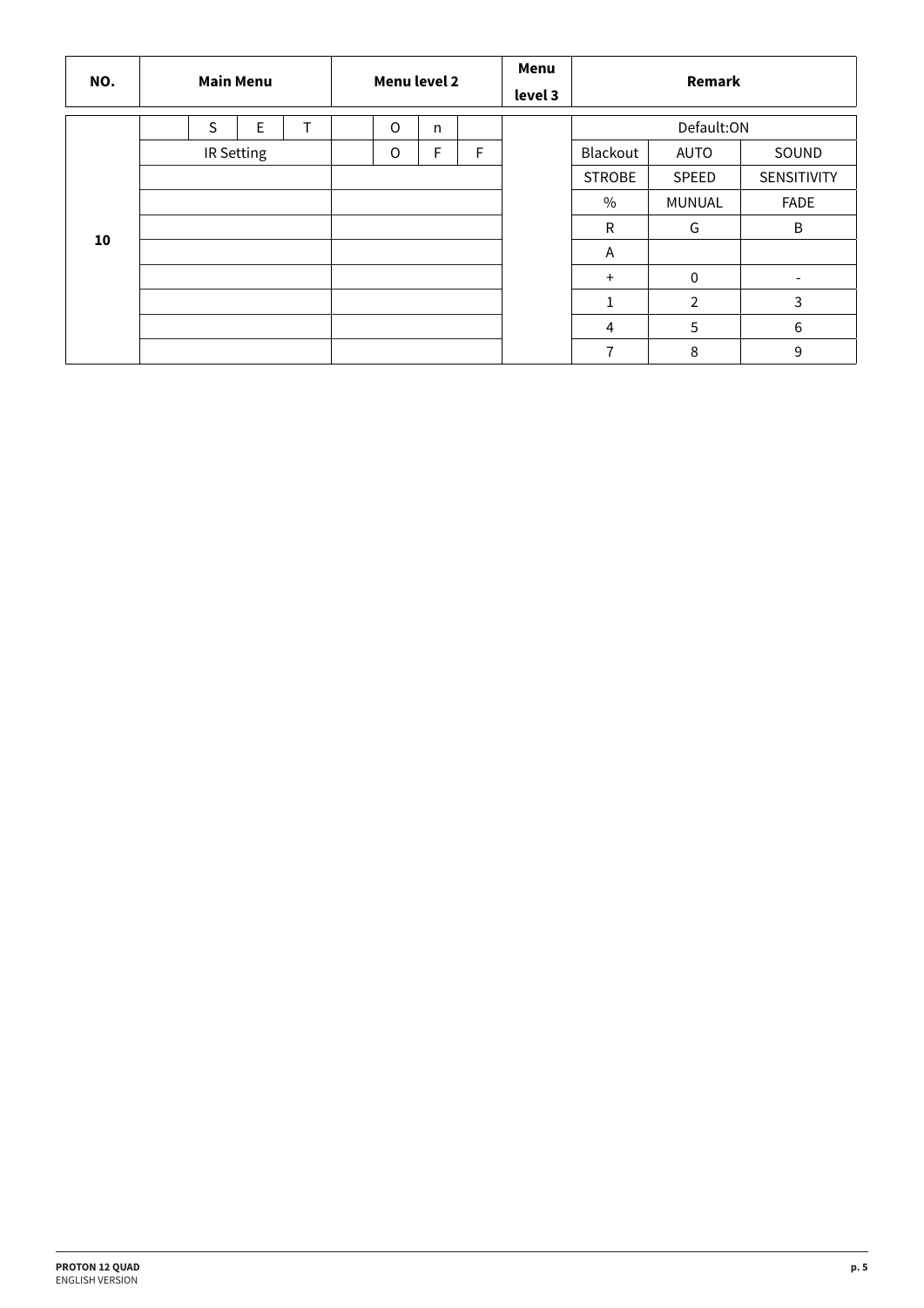| NO. | Main Menu | | | | Menu level 2 | | | | Menu level 3 | Remark | | |
|---|---|---|---|---|---|---|---|---|---|---|---|---|
| 10 | | S | E | T | | O | n | | | Default:ON | | |
| | IR Setting | | | | | O | F | F | | Blackout | AUTO | SOUND |
| | | | | | | | | | | STROBE | SPEED | SENSITIVITY |
| | | | | | | | | | | % | MUNUAL | FADE |
| | | | | | | | | | | R | G | B |
| | | | | | | | | | | A | | |
| | | | | | | | | | | + | 0 | - |
| | | | | | | | | | | 1 | 2 | 3 |
| | | | | | | | | | | 4 | 5 | 6 |
| | | | | | | | | | | 7 | 8 | 9 |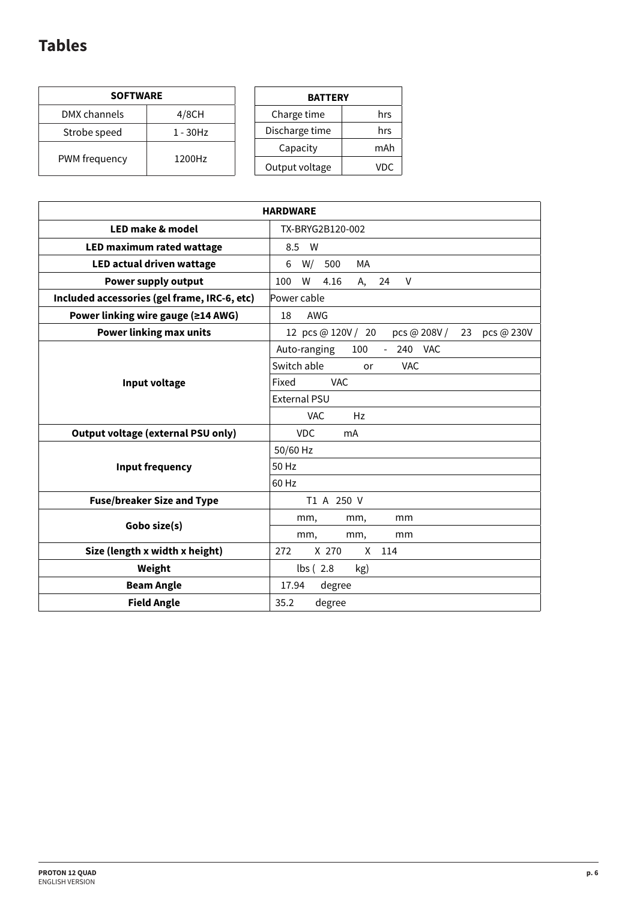## Tables

| SOFTWARE | |
|---|---|
| DMX channels | 4/8CH |
| Strobe speed | 1 - 30Hz |
| PWM frequency | 1200Hz |

| BATTERY | |
|---|---|
| Charge time | hrs |
| Discharge time | hrs |
| Capacity | mAh |
| Output voltage | VDC |

| HARDWARE | |
|---|---|
| **LED make & model** | TX-BRYG2B120-002 |
| **LED maximum rated wattage** | 8.5 W |
| **LED actual driven wattage** | 6 W/ 500 MA |
| **Power supply output** | 100 W 4.16 A, 24 V |
| **Included accessories (gel frame, IRC-6, etc)** | Power cable |
| **Power linking wire gauge (≥14 AWG)** | 18 AWG |
| **Power linking max units** | 12 pcs @ 120V / 20 pcs @ 208V / 23 pcs @ 230V |
| **Input voltage** | Auto-ranging 100 - 240 VAC |
| | Switch able or VAC |
| | Fixed VAC |
| | External PSU |
| | VAC Hz |
| **Output voltage (external PSU only)** | VDC mA |
| **Input frequency** | 50/60 Hz |
| | 50 Hz |
| | 60 Hz |
| **Fuse/breaker Size and Type** | T1 A 250 V |
| **Gobo size(s)** | mm, mm, mm |
| | mm, mm, mm |
| **Size (length x width x height)** | 272 X 270 X 114 |
| **Weight** | lbs ( 2.8 kg) |
| **Beam Angle** | 17.94 degree |
| **Field Angle** | 35.2 degree |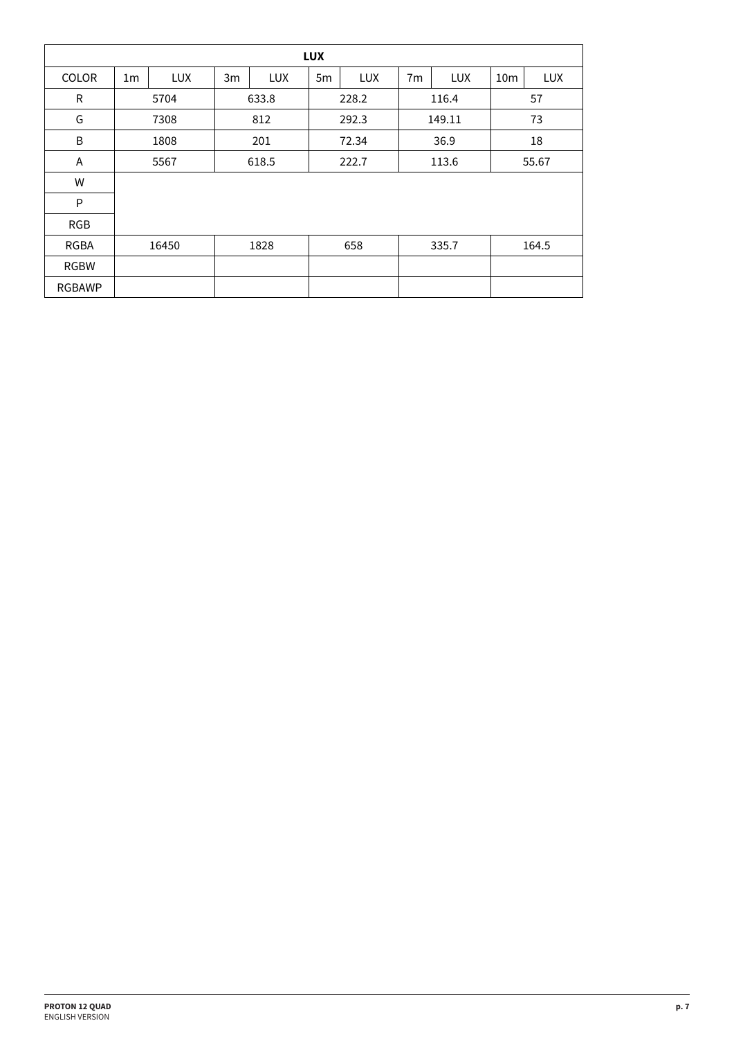| LUX | | | | | | | | | | |
|---|---|---|---|---|---|---|---|---|---|---|
| COLOR | 1m | LUX | 3m | LUX | 5m | LUX | 7m | LUX | 10m | LUX |
| R | 5704 | | 633.8 | | 228.2 | | 116.4 | | 57 | |
| G | 7308 | | 812 | | 292.3 | | 149.11 | | 73 | |
| B | 1808 | | 201 | | 72.34 | | 36.9 | | 18 | |
| A | 5567 | | 618.5 | | 222.7 | | 113.6 | | 55.67 | |
| W | | | | | | | | | | |
| P | | | | | | | | | | |
| RGB | | | | | | | | | | |
| RGBA | 16450 | | 1828 | | 658 | | 335.7 | | 164.5 | |
| RGBW | | | | | | | | | | |
| RGBAWP | | | | | | | | | | |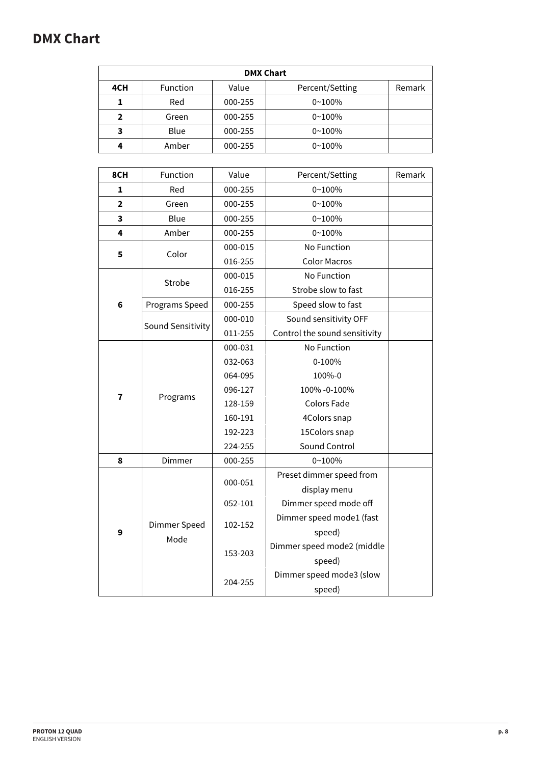# DMX Chart

| DMX Chart | | | | |
|---|---|---|---|---|
| **4CH** | Function | Value | Percent/Setting | Remark |
| **1** | Red | 000-255 | 0~100% | |
| **2** | Green | 000-255 | 0~100% | |
| **3** | Blue | 000-255 | 0~100% | |
| **4** | Amber | 000-255 | 0~100% | |

| **8CH** | Function | Value | Percent/Setting | Remark |
|---|---|---|---|---|
| **1** | Red | 000-255 | 0~100% | |
| **2** | Green | 000-255 | 0~100% | |
| **3** | Blue | 000-255 | 0~100% | |
| **4** | Amber | 000-255 | 0~100% | |
| **5** | Color | 000-015 | No Function | |
| | | 016-255 | Color Macros | |
| **6** | Strobe | 000-015 | No Function | |
| | | 016-255 | Strobe slow to fast | |
| | Programs Speed | 000-255 | Speed slow to fast | |
| | Sound Sensitivity | 000-010 | Sound sensitivity OFF | |
| | | 011-255 | Control the sound sensitivity | |
| **7** | Programs | 000-031 | No Function | |
| | | 032-063 | 0-100% | |
| | | 064-095 | 100%-0 | |
| | | 096-127 | 100% -0-100% | |
| | | 128-159 | Colors Fade | |
| | | 160-191 | 4Colors snap | |
| | | 192-223 | 15Colors snap | |
| | | 224-255 | Sound Control | |
| **8** | Dimmer | 000-255 | 0~100% | |
| **9** | Dimmer Speed Mode | 000-051 | Preset dimmer speed from display menu | |
| | | 052-101 | Dimmer speed mode off | |
| | | 102-152 | Dimmer speed mode1 (fast speed) | |
| | | 153-203 | Dimmer speed mode2 (middle speed) | |
| | | 204-255 | Dimmer speed mode3 (slow speed) | |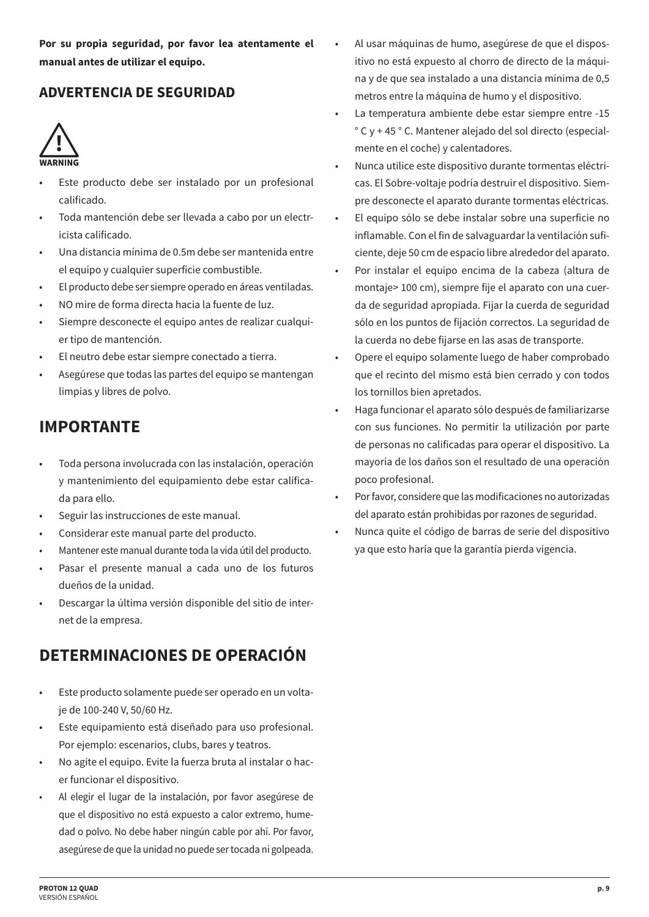**Por su propia seguridad, por favor lea atentamente el manual antes de utilizar el equipo.**

## ADVERTENCIA DE SEGURIDAD

WARNING

- Este producto debe ser instalado por un profesional calificado.
- Toda mantención debe ser llevada a cabo por un electricista calificado.
- Una distancia mínima de 0.5m debe ser mantenida entre el equipo y cualquier superficie combustible.
- El producto debe ser siempre operado en áreas ventiladas.
- NO mire de forma directa hacia la fuente de luz.
- Siempre desconecte el equipo antes de realizar cualquier tipo de mantención.
- El neutro debe estar siempre conectado a tierra.
- Asegúrese que todas las partes del equipo se mantengan limpias y libres de polvo.

# IMPORTANTE

- Toda persona involucrada con las instalación, operación y mantenimiento del equipamiento debe estar calificada para ello.
- Seguir las instrucciones de este manual.
- Considerar este manual parte del producto.
- Mantener este manual durante toda la vida útil del producto.
- Pasar el presente manual a cada uno de los futuros dueños de la unidad.
- Descargar la última versión disponible del sitio de internet de la empresa.

# DETERMINACIONES DE OPERACIÓN

- Este producto solamente puede ser operado en un voltaje de 100-240 V, 50/60 Hz.
- Este equipamiento está diseñado para uso profesional. Por ejemplo: escenarios, clubs, bares y teatros.
- No agite el equipo. Evite la fuerza bruta al instalar o hacer funcionar el dispositivo.
- Al elegir el lugar de la instalación, por favor asegúrese de que el dispositivo no está expuesto a calor extremo, humedad o polvo. No debe haber ningún cable por ahí. Por favor, asegúrese de que la unidad no puede ser tocada ni golpeada.
- Al usar máquinas de humo, asegúrese de que el dispositivo no está expuesto al chorro de directo de la máquina y de que sea instalado a una distancia mínima de 0,5 metros entre la máquina de humo y el dispositivo.
- La temperatura ambiente debe estar siempre entre -15 ° C y + 45 ° C. Mantener alejado del sol directo (especialmente en el coche) y calentadores.
- Nunca utilice este dispositivo durante tormentas eléctricas. El Sobre-voltaje podría destruir el dispositivo. Siempre desconecte el aparato durante tormentas eléctricas.
- El equipo sólo se debe instalar sobre una superficie no inflamable. Con el fin de salvaguardar la ventilación suficiente, deje 50 cm de espacio libre alrededor del aparato.
- Por instalar el equipo encima de la cabeza (altura de montaje> 100 cm), siempre fije el aparato con una cuerda de seguridad apropiada. Fijar la cuerda de seguridad sólo en los puntos de fijación correctos. La seguridad de la cuerda no debe fijarse en las asas de transporte.
- Opere el equipo solamente luego de haber comprobado que el recinto del mismo está bien cerrado y con todos los tornillos bien apretados.
- Haga funcionar el aparato sólo después de familiarizarse con sus funciones. No permitir la utilización por parte de personas no calificadas para operar el dispositivo. La mayoría de los daños son el resultado de una operación poco profesional.
- Por favor, considere que las modificaciones no autorizadas del aparato están prohibidas por razones de seguridad.
- Nunca quite el código de barras de serie del dispositivo ya que esto haría que la garantía pierda vigencia.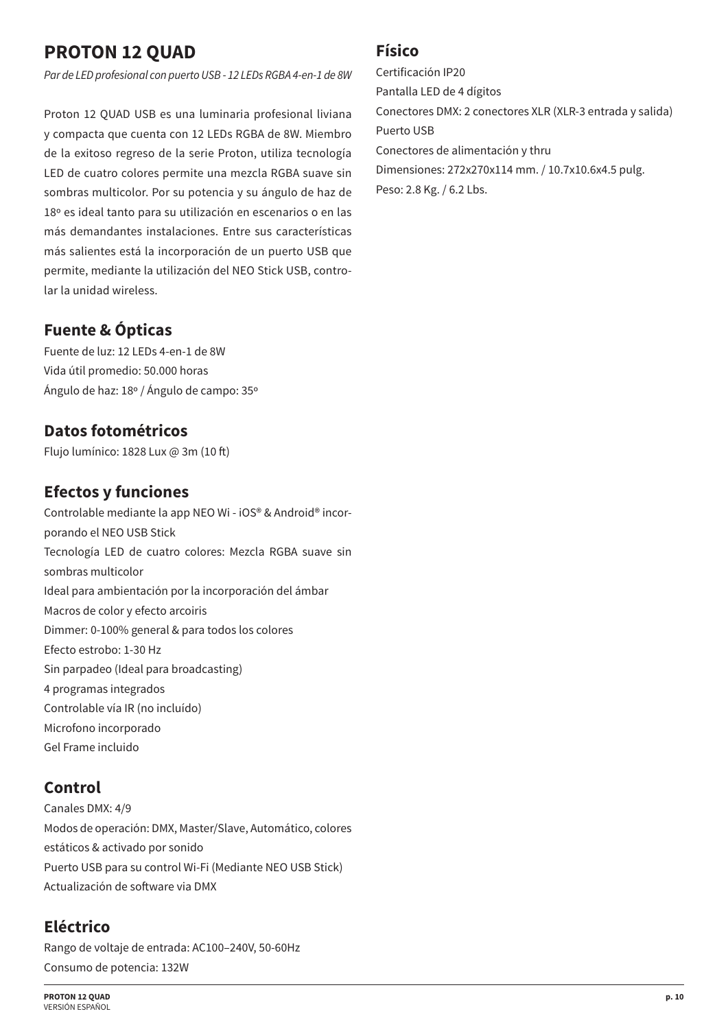# PROTON 12 QUAD

*Par de LED profesional con puerto USB - 12 LEDs RGBA 4-en-1 de 8W*

Proton 12 QUAD USB es una luminaria profesional liviana y compacta que cuenta con 12 LEDs RGBA de 8W. Miembro de la exitoso regreso de la serie Proton, utiliza tecnología LED de cuatro colores permite una mezcla RGBA suave sin sombras multicolor. Por su potencia y su ángulo de haz de 18º es ideal tanto para su utilización en escenarios o en las más demandantes instalaciones. Entre sus características más salientes está la incorporación de un puerto USB que permite, mediante la utilización del NEO Stick USB, controlar la unidad wireless.

## Fuente & Ópticas

Fuente de luz: 12 LEDs 4-en-1 de 8W
Vida útil promedio: 50.000 horas
Ángulo de haz: 18º / Ángulo de campo: 35º

## Datos fotométricos

Flujo lumínico: 1828 Lux @ 3m (10 ft)

## Efectos y funciones

Controlable mediante la app NEO Wi - iOS® & Android® incorporando el NEO USB Stick
Tecnología LED de cuatro colores: Mezcla RGBA suave sin sombras multicolor
Ideal para ambientación por la incorporación del ámbar
Macros de color y efecto arcoiris
Dimmer: 0-100% general & para todos los colores
Efecto estrobo: 1-30 Hz
Sin parpadeo (Ideal para broadcasting)
4 programas integrados
Controlable vía IR (no incluído)
Microfono incorporado
Gel Frame incluido

## Control

Canales DMX: 4/9
Modos de operación: DMX, Master/Slave, Automático, colores estáticos & activado por sonido
Puerto USB para su control Wi-Fi (Mediante NEO USB Stick)
Actualización de software via DMX

## Eléctrico

Rango de voltaje de entrada: AC100–240V, 50-60Hz
Consumo de potencia: 132W

## Físico

Certificación IP20
Pantalla LED de 4 dígitos
Conectores DMX: 2 conectores XLR (XLR-3 entrada y salida)
Puerto USB
Conectores de alimentación y thru
Dimensiones: 272x270x114 mm. / 10.7x10.6x4.5 pulg.
Peso: 2.8 Kg. / 6.2 Lbs.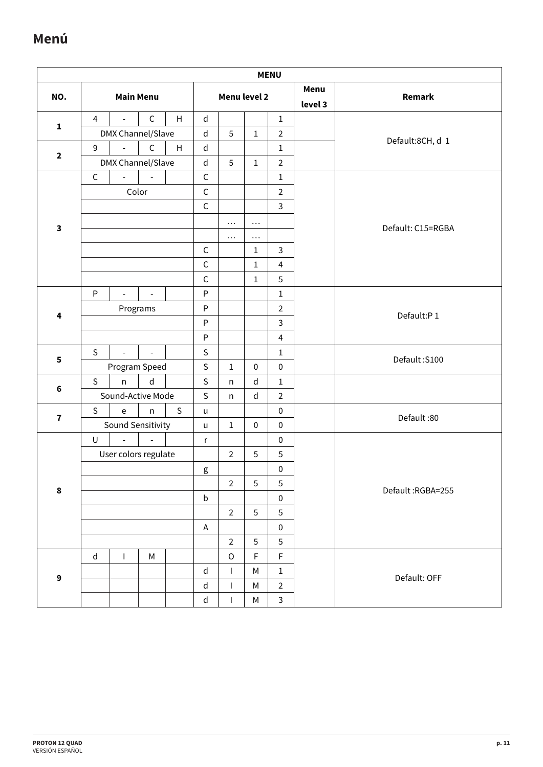# Menú

| MENU | | | | | | | | | | |
|---|---|---|---|---|---|---|---|---|---|---|
| NO. | Main Menu | | | | Menu level 2 | | | | Menu level 3 | Remark |
| 1 | 4 | - | C | H | d | | | 1 | | Default:8CH, d 1 |
| | DMX Channel/Slave | | | | d | 5 | 1 | 2 | | |
| 2 | 9 | - | C | H | d | | | 1 | | |
| | DMX Channel/Slave | | | | d | 5 | 1 | 2 | | |
| 3 | C | - | - | | C | | | 1 | | Default: C15=RGBA |
| | Color | | | | C | | | 2 | | |
| | | | | | C | | | 3 | | |
| | | | | | | … | … | | | |
| | | | | | | … | … | | | |
| | | | | | C | | 1 | 3 | | |
| | | | | | C | | 1 | 4 | | |
| | | | | | C | | 1 | 5 | | |
| 4 | P | - | - | | P | | | 1 | | Default:P 1 |
| | Programs | | | | P | | | 2 | | |
| | | | | | P | | | 3 | | |
| | | | | | P | | | 4 | | |
| 5 | S | - | - | | S | | | 1 | | Default :S100 |
| | Program Speed | | | | S | 1 | 0 | 0 | | |
| 6 | S | n | d | | S | n | d | 1 | | |
| | Sound-Active Mode | | | | S | n | d | 2 | | |
| 7 | S | e | n | S | u | | | 0 | | Default :80 |
| | Sound Sensitivity | | | | u | 1 | 0 | 0 | | |
| 8 | U | - | - | | r | | | 0 | | Default :RGBA=255 |
| | User colors regulate | | | | | 2 | 5 | 5 | | |
| | | | | | g | | | 0 | | |
| | | | | | | 2 | 5 | 5 | | |
| | | | | | b | | | 0 | | |
| | | | | | | 2 | 5 | 5 | | |
| | | | | | A | | | 0 | | |
| | | | | | | 2 | 5 | 5 | | |
| 9 | d | I | M | | | O | F | F | | Default: OFF |
| | | | | | d | I | M | 1 | | |
| | | | | | d | I | M | 2 | | |
| | | | | | d | I | M | 3 | | |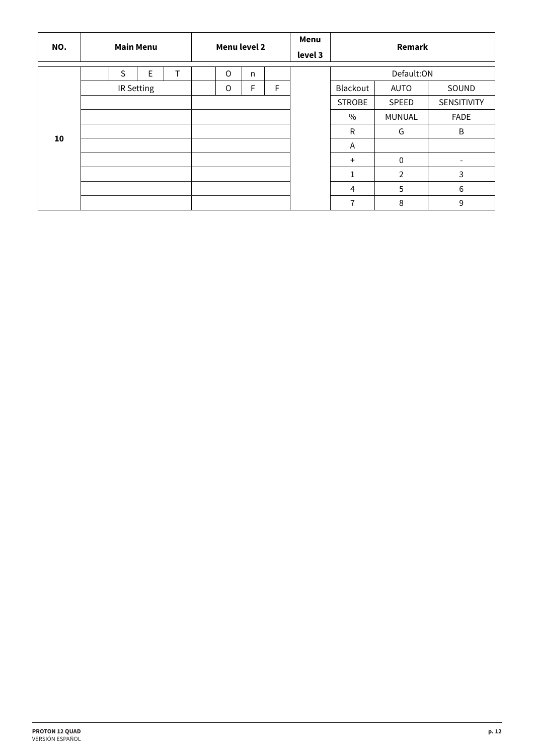| NO. | Main Menu | | | | Menu level 2 | | | | Menu level 3 | Remark | | |
|---|---|---|---|---|---|---|---|---|---|---|---|---|
| 10 | | S | E | T | | O | n | | | Default:ON | | |
| | IR Setting | | | | | O | F | F | | Blackout | AUTO | SOUND |
| | | | | | | | | | | STROBE | SPEED | SENSITIVITY |
| | | | | | | | | | | % | MUNUAL | FADE |
| | | | | | | | | | | R | G | B |
| | | | | | | | | | | A | | |
| | | | | | | | | | | + | 0 | - |
| | | | | | | | | | | 1 | 2 | 3 |
| | | | | | | | | | | 4 | 5 | 6 |
| | | | | | | | | | | 7 | 8 | 9 |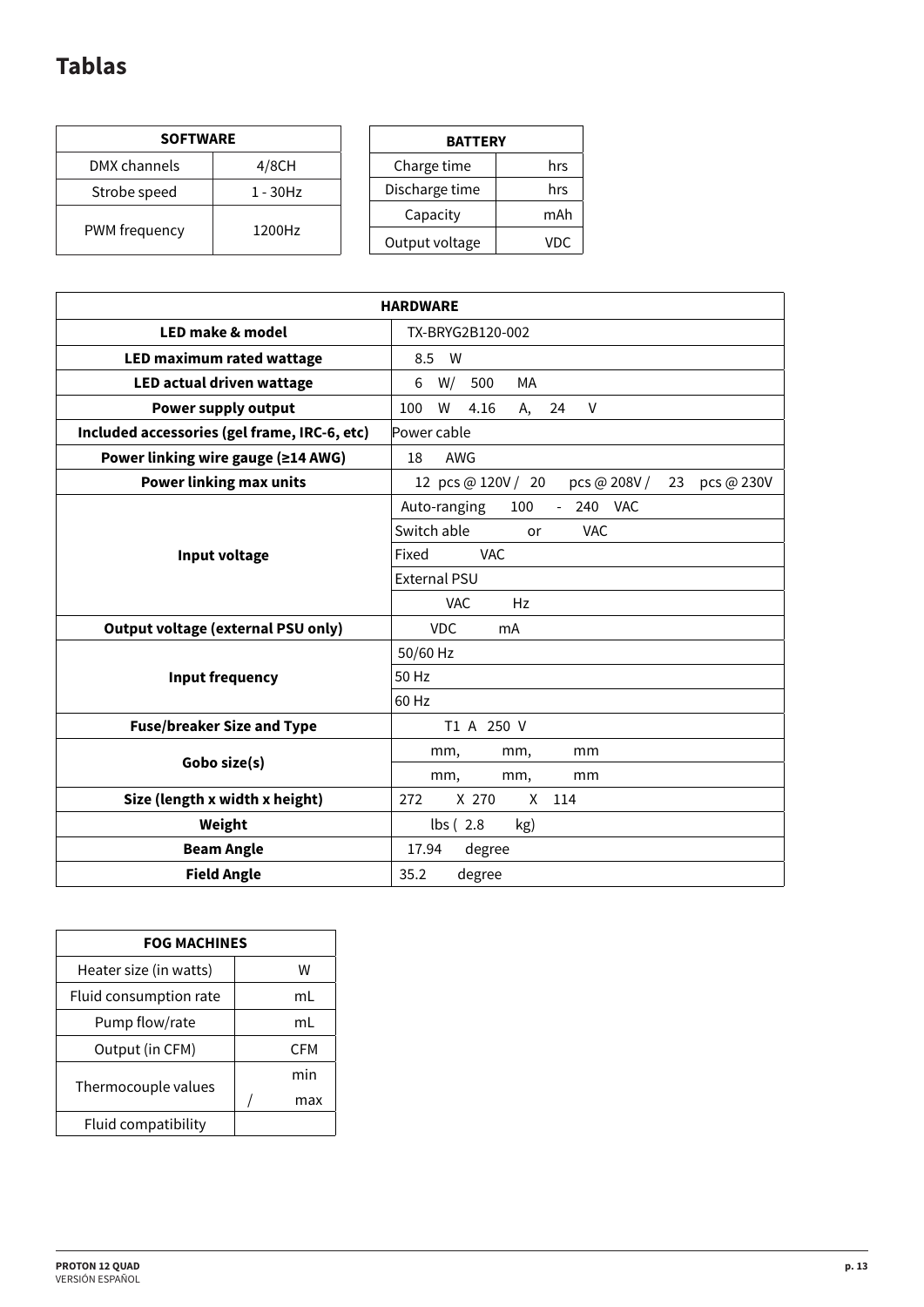# Tablas

| SOFTWARE | |
|---|---|
| DMX channels | 4/8CH |
| Strobe speed | 1 - 30Hz |
| PWM frequency | 1200Hz |

| BATTERY | |
|---|---|
| Charge time | hrs |
| Discharge time | hrs |
| Capacity | mAh |
| Output voltage | VDC |

| HARDWARE | |
|---|---|
| **LED make & model** | TX-BRYG2B120-002 |
| **LED maximum rated wattage** | 8.5 W |
| **LED actual driven wattage** | 6 W/ 500 MA |
| **Power supply output** | 100 W 4.16 A, 24 V |
| **Included accessories (gel frame, IRC-6, etc)** | Power cable |
| **Power linking wire gauge (≥14 AWG)** | 18 AWG |
| **Power linking max units** | 12 pcs @ 120V / 20 pcs @ 208V / 23 pcs @ 230V |
| **Input voltage** | Auto-ranging 100 - 240 VAC |
| | Switch able or VAC |
| | Fixed VAC |
| | External PSU |
| | VAC Hz |
| **Output voltage (external PSU only)** | VDC mA |
| **Input frequency** | 50/60 Hz |
| | 50 Hz |
| | 60 Hz |
| **Fuse/breaker Size and Type** | T1 A 250 V |
| **Gobo size(s)** | mm, mm, mm |
| | mm, mm, mm |
| **Size (length x width x height)** | 272 X 270 X 114 |
| **Weight** | lbs ( 2.8 kg) |
| **Beam Angle** | 17.94 degree |
| **Field Angle** | 35.2 degree |

| FOG MACHINES | |
|---|---|
| Heater size (in watts) | W |
| Fluid consumption rate | mL |
| Pump flow/rate | mL |
| Output (in CFM) | CFM |
| Thermocouple values | min / max |
| Fluid compatibility | |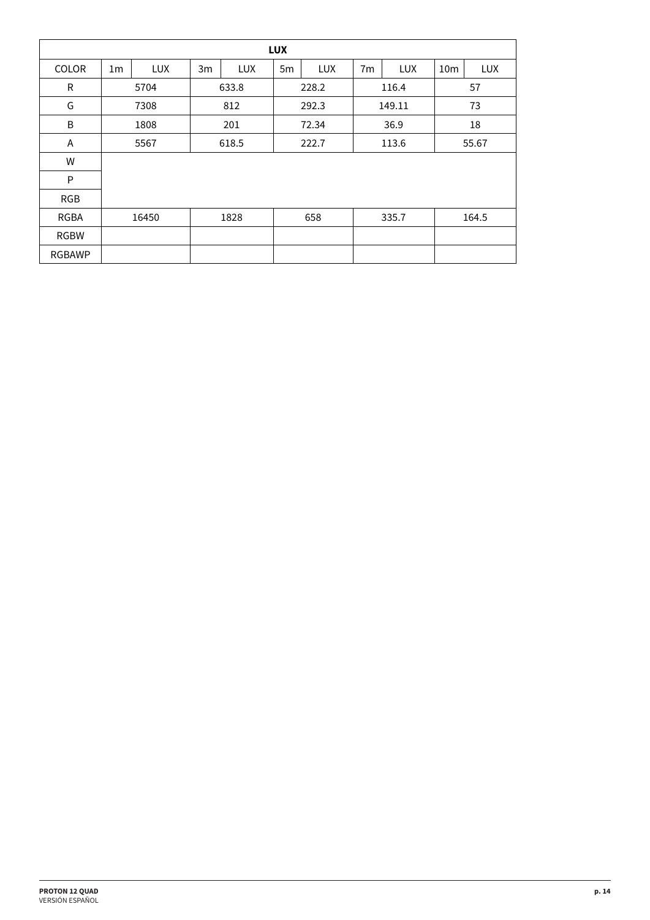| LUX | | | | | | | | | | |
|---|---|---|---|---|---|---|---|---|---|---|
| COLOR | 1m | LUX | 3m | LUX | 5m | LUX | 7m | LUX | 10m | LUX |
| R | 5704 | | 633.8 | | 228.2 | | 116.4 | | 57 | |
| G | 7308 | | 812 | | 292.3 | | 149.11 | | 73 | |
| B | 1808 | | 201 | | 72.34 | | 36.9 | | 18 | |
| A | 5567 | | 618.5 | | 222.7 | | 113.6 | | 55.67 | |
| W | | | | | | | | | | |
| P | | | | | | | | | | |
| RGB | | | | | | | | | | |
| RGBA | 16450 | | 1828 | | 658 | | 335.7 | | 164.5 | |
| RGBW | | | | | | | | | | |
| RGBAWP | | | | | | | | | | |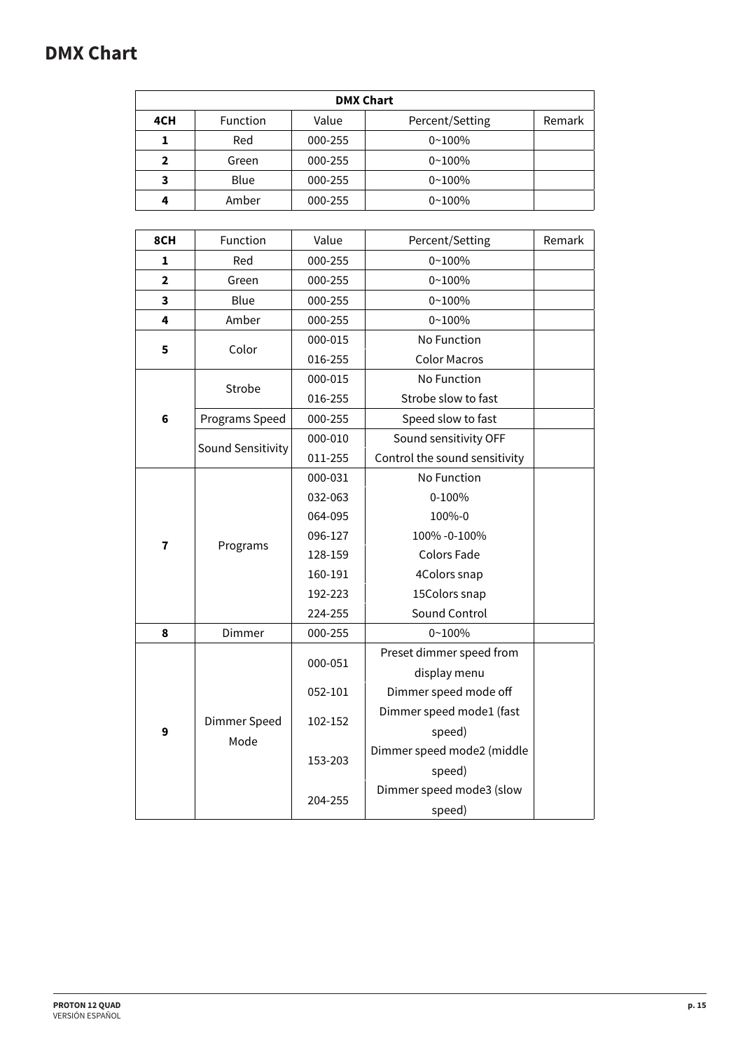# DMX Chart

| DMX Chart | | | | |
|---|---|---|---|---|
| **4CH** | Function | Value | Percent/Setting | Remark |
| **1** | Red | 000-255 | 0~100% | |
| **2** | Green | 000-255 | 0~100% | |
| **3** | Blue | 000-255 | 0~100% | |
| **4** | Amber | 000-255 | 0~100% | |

| **8CH** | Function | Value | Percent/Setting | Remark |
|---|---|---|---|---|
| **1** | Red | 000-255 | 0~100% | |
| **2** | Green | 000-255 | 0~100% | |
| **3** | Blue | 000-255 | 0~100% | |
| **4** | Amber | 000-255 | 0~100% | |
| **5** | Color | 000-015 | No Function | |
| | | 016-255 | Color Macros | |
| **6** | Strobe | 000-015 | No Function | |
| | | 016-255 | Strobe slow to fast | |
| | Programs Speed | 000-255 | Speed slow to fast | |
| | Sound Sensitivity | 000-010 | Sound sensitivity OFF | |
| | | 011-255 | Control the sound sensitivity | |
| **7** | Programs | 000-031 | No Function | |
| | | 032-063 | 0-100% | |
| | | 064-095 | 100%-0 | |
| | | 096-127 | 100% -0-100% | |
| | | 128-159 | Colors Fade | |
| | | 160-191 | 4Colors snap | |
| | | 192-223 | 15Colors snap | |
| | | 224-255 | Sound Control | |
| **8** | Dimmer | 000-255 | 0~100% | |
| **9** | Dimmer Speed Mode | 000-051 | Preset dimmer speed from display menu | |
| | | 052-101 | Dimmer speed mode off | |
| | | 102-152 | Dimmer speed mode1 (fast speed) | |
| | | 153-203 | Dimmer speed mode2 (middle speed) | |
| | | 204-255 | Dimmer speed mode3 (slow speed) | |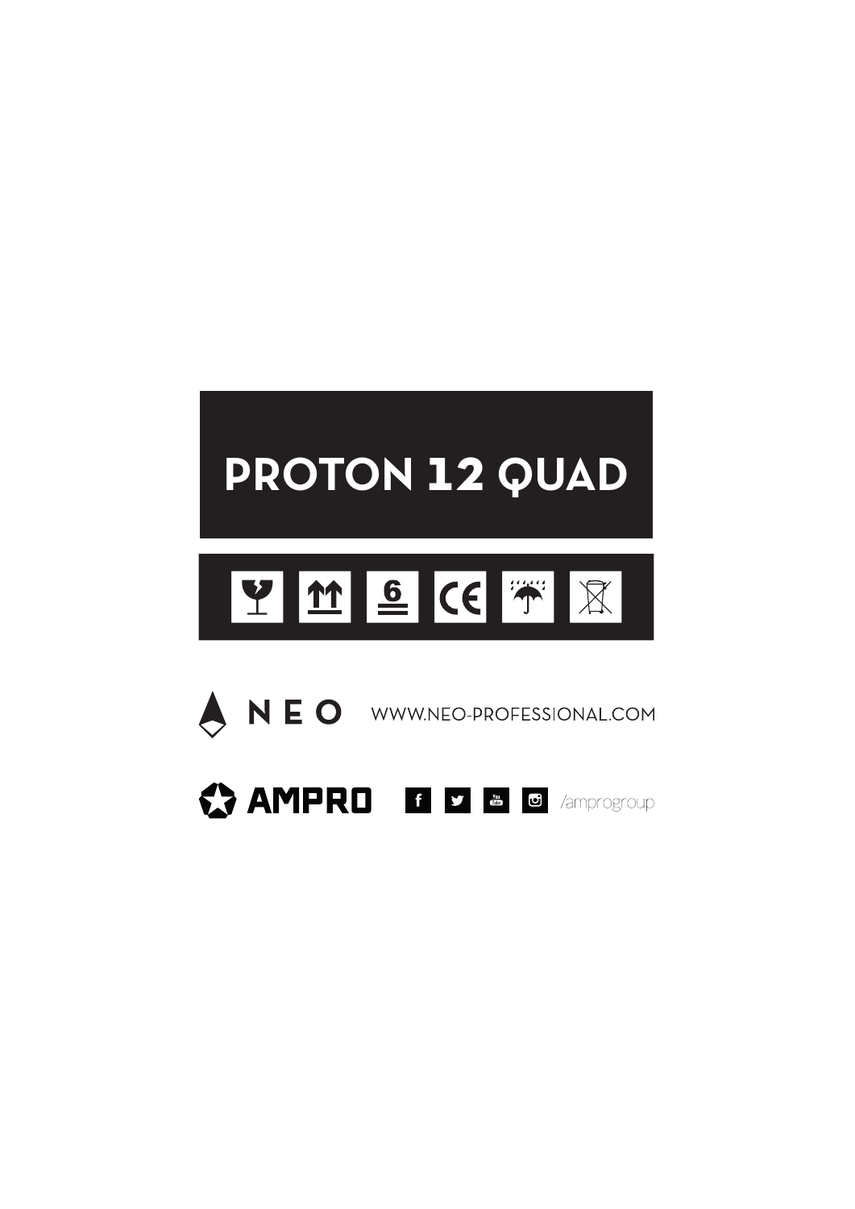# PROTON 12 QUAD

NEO WWW.NEO-PROFESSIONAL.COM

AMPRO /amprogroup